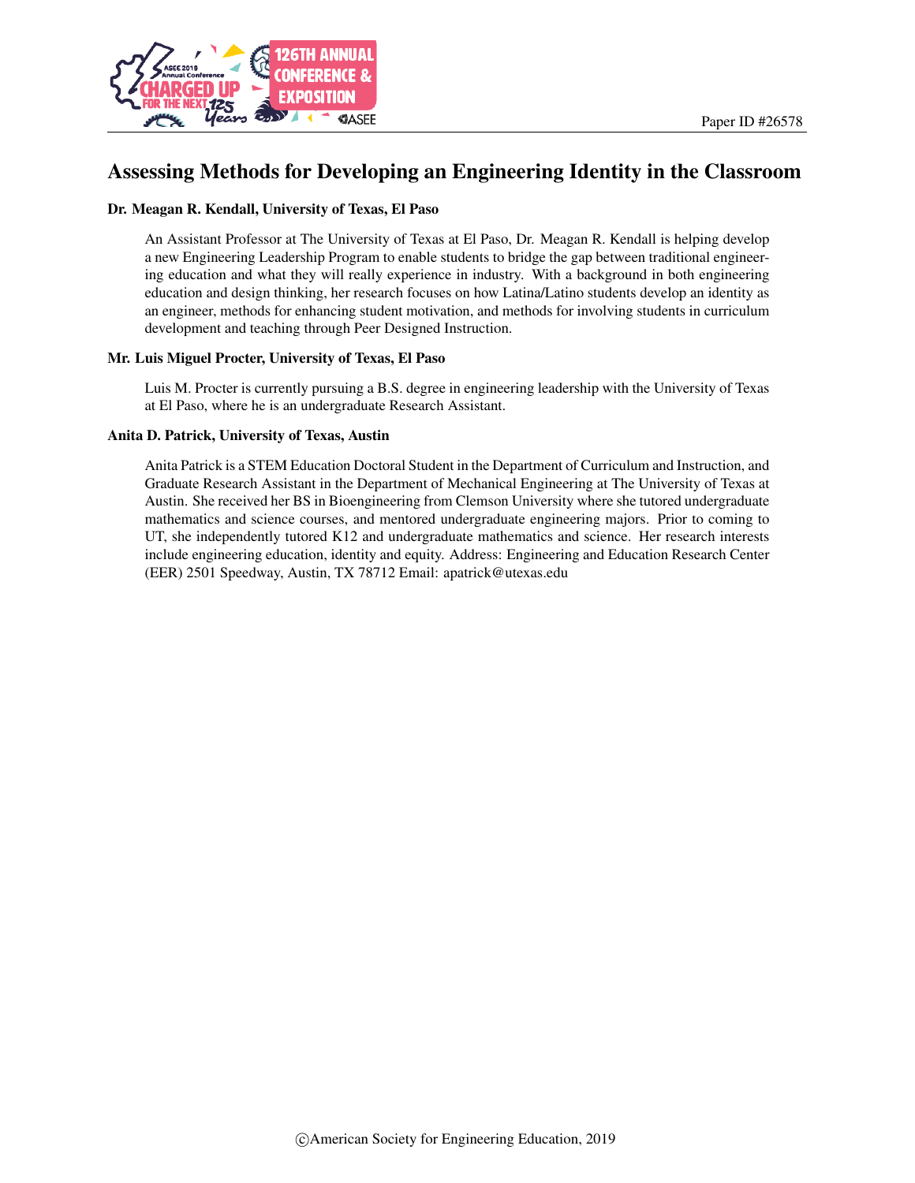Paper ID #26578

# Assessing Methods for Developing an Engineering Identity in the Classroom

**Dr. Meagan R. Kendall, University of Texas, El Paso**

An Assistant Professor at The University of Texas at El Paso, Dr. Meagan R. Kendall is helping develop a new Engineering Leadership Program to enable students to bridge the gap between traditional engineering education and what they will really experience in industry. With a background in both engineering education and design thinking, her research focuses on how Latina/Latino students develop an identity as an engineer, methods for enhancing student motivation, and methods for involving students in curriculum development and teaching through Peer Designed Instruction.

**Mr. Luis Miguel Procter, University of Texas, El Paso**

Luis M. Procter is currently pursuing a B.S. degree in engineering leadership with the University of Texas at El Paso, where he is an undergraduate Research Assistant.

**Anita D. Patrick, University of Texas, Austin**

Anita Patrick is a STEM Education Doctoral Student in the Department of Curriculum and Instruction, and Graduate Research Assistant in the Department of Mechanical Engineering at The University of Texas at Austin. She received her BS in Bioengineering from Clemson University where she tutored undergraduate mathematics and science courses, and mentored undergraduate engineering majors. Prior to coming to UT, she independently tutored K12 and undergraduate mathematics and science. Her research interests include engineering education, identity and equity. Address: Engineering and Education Research Center (EER) 2501 Speedway, Austin, TX 78712 Email: apatrick@utexas.edu

©American Society for Engineering Education, 2019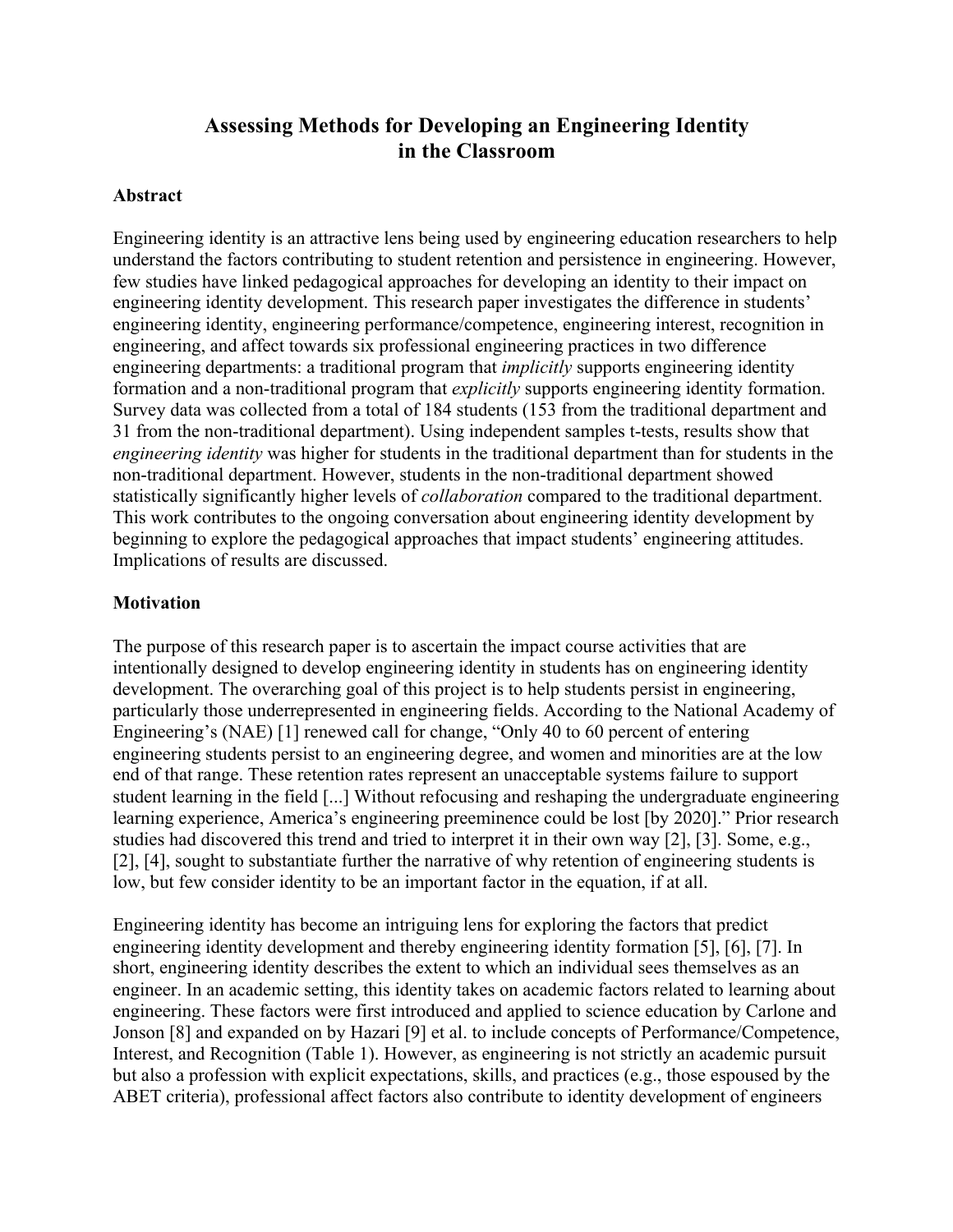# Assessing Methods for Developing an Engineering Identity in the Classroom

## Abstract

Engineering identity is an attractive lens being used by engineering education researchers to help understand the factors contributing to student retention and persistence in engineering. However, few studies have linked pedagogical approaches for developing an identity to their impact on engineering identity development. This research paper investigates the difference in students' engineering identity, engineering performance/competence, engineering interest, recognition in engineering, and affect towards six professional engineering practices in two difference engineering departments: a traditional program that *implicitly* supports engineering identity formation and a non-traditional program that *explicitly* supports engineering identity formation. Survey data was collected from a total of 184 students (153 from the traditional department and 31 from the non-traditional department). Using independent samples t-tests, results show that *engineering identity* was higher for students in the traditional department than for students in the non-traditional department. However, students in the non-traditional department showed statistically significantly higher levels of *collaboration* compared to the traditional department. This work contributes to the ongoing conversation about engineering identity development by beginning to explore the pedagogical approaches that impact students' engineering attitudes. Implications of results are discussed.

## Motivation

The purpose of this research paper is to ascertain the impact course activities that are intentionally designed to develop engineering identity in students has on engineering identity development. The overarching goal of this project is to help students persist in engineering, particularly those underrepresented in engineering fields. According to the National Academy of Engineering's (NAE) [1] renewed call for change, "Only 40 to 60 percent of entering engineering students persist to an engineering degree, and women and minorities are at the low end of that range. These retention rates represent an unacceptable systems failure to support student learning in the field [...] Without refocusing and reshaping the undergraduate engineering learning experience, America's engineering preeminence could be lost [by 2020]." Prior research studies had discovered this trend and tried to interpret it in their own way [2], [3]. Some, e.g., [2], [4], sought to substantiate further the narrative of why retention of engineering students is low, but few consider identity to be an important factor in the equation, if at all.

Engineering identity has become an intriguing lens for exploring the factors that predict engineering identity development and thereby engineering identity formation [5], [6], [7]. In short, engineering identity describes the extent to which an individual sees themselves as an engineer. In an academic setting, this identity takes on academic factors related to learning about engineering. These factors were first introduced and applied to science education by Carlone and Jonson [8] and expanded on by Hazari [9] et al. to include concepts of Performance/Competence, Interest, and Recognition (Table 1). However, as engineering is not strictly an academic pursuit but also a profession with explicit expectations, skills, and practices (e.g., those espoused by the ABET criteria), professional affect factors also contribute to identity development of engineers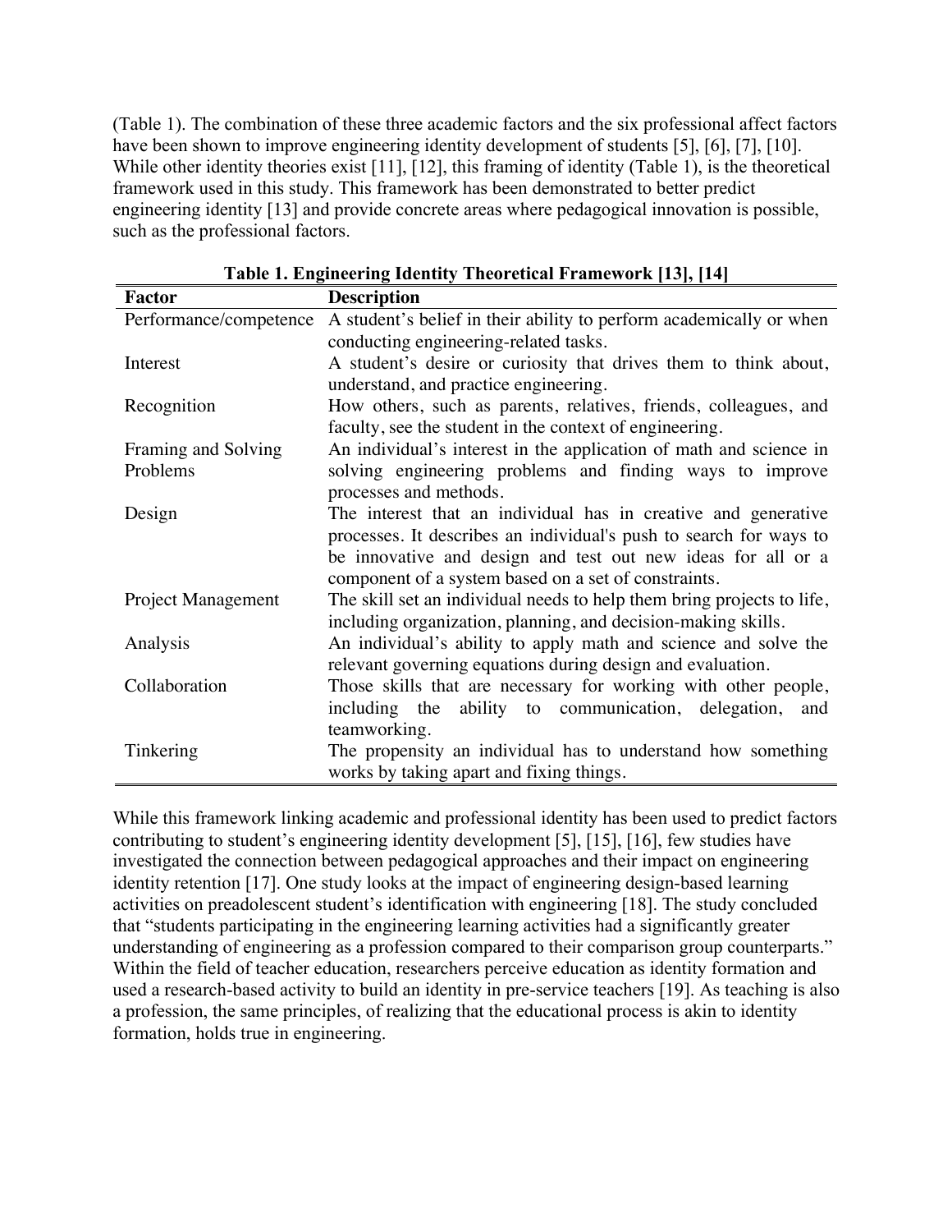(Table 1). The combination of these three academic factors and the six professional affect factors have been shown to improve engineering identity development of students [5], [6], [7], [10]. While other identity theories exist [11], [12], this framing of identity (Table 1), is the theoretical framework used in this study. This framework has been demonstrated to better predict engineering identity [13] and provide concrete areas where pedagogical innovation is possible, such as the professional factors.

**Table 1. Engineering Identity Theoretical Framework [13], [14]**

| Factor | Description |
|---|---|
| Performance/competence | A student's belief in their ability to perform academically or when conducting engineering-related tasks. |
| Interest | A student's desire or curiosity that drives them to think about, understand, and practice engineering. |
| Recognition | How others, such as parents, relatives, friends, colleagues, and faculty, see the student in the context of engineering. |
| Framing and Solving Problems | An individual's interest in the application of math and science in solving engineering problems and finding ways to improve processes and methods. |
| Design | The interest that an individual has in creative and generative processes. It describes an individual's push to search for ways to be innovative and design and test out new ideas for all or a component of a system based on a set of constraints. |
| Project Management | The skill set an individual needs to help them bring projects to life, including organization, planning, and decision-making skills. |
| Analysis | An individual's ability to apply math and science and solve the relevant governing equations during design and evaluation. |
| Collaboration | Those skills that are necessary for working with other people, including the ability to communication, delegation, and teamworking. |
| Tinkering | The propensity an individual has to understand how something works by taking apart and fixing things. |

While this framework linking academic and professional identity has been used to predict factors contributing to student's engineering identity development [5], [15], [16], few studies have investigated the connection between pedagogical approaches and their impact on engineering identity retention [17]. One study looks at the impact of engineering design-based learning activities on preadolescent student's identification with engineering [18]. The study concluded that "students participating in the engineering learning activities had a significantly greater understanding of engineering as a profession compared to their comparison group counterparts." Within the field of teacher education, researchers perceive education as identity formation and used a research-based activity to build an identity in pre-service teachers [19]. As teaching is also a profession, the same principles, of realizing that the educational process is akin to identity formation, holds true in engineering.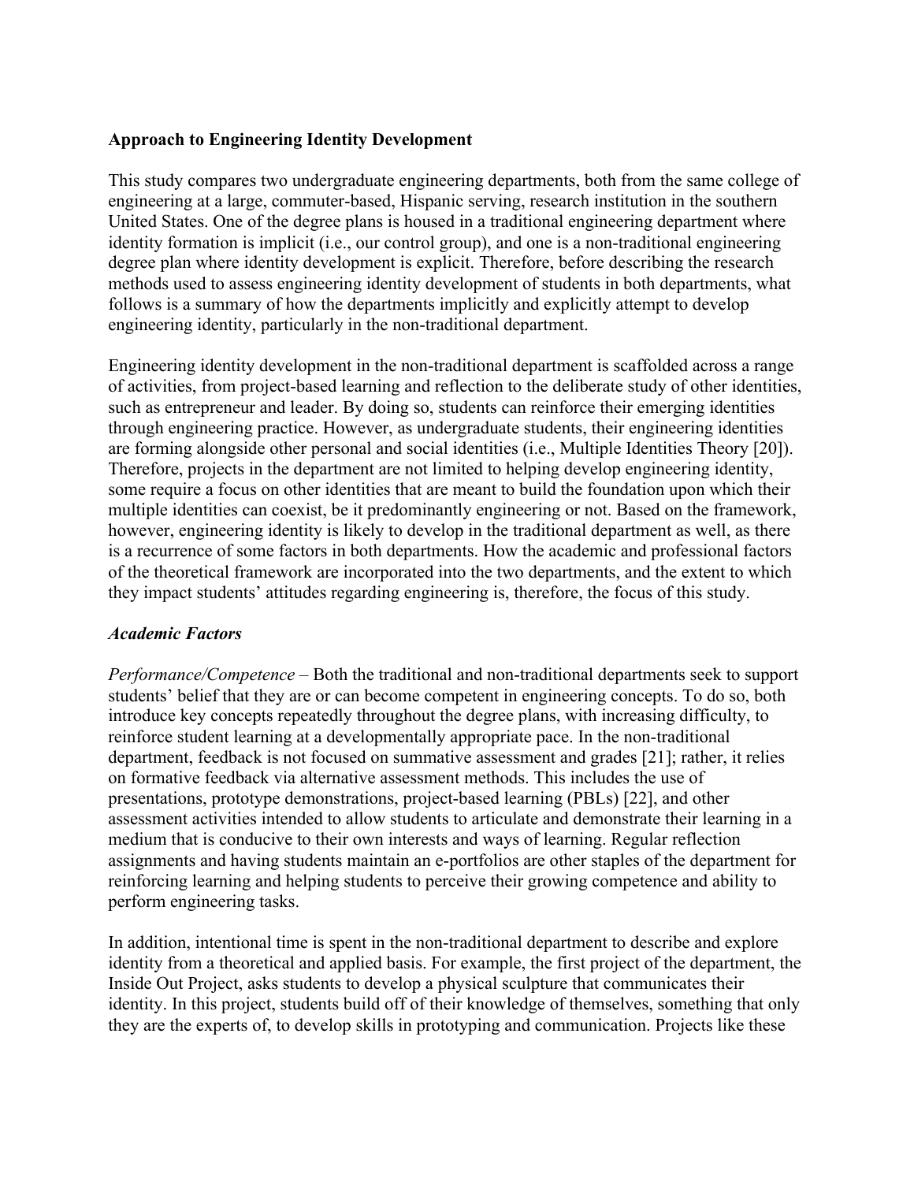**Approach to Engineering Identity Development**

This study compares two undergraduate engineering departments, both from the same college of engineering at a large, commuter-based, Hispanic serving, research institution in the southern United States. One of the degree plans is housed in a traditional engineering department where identity formation is implicit (i.e., our control group), and one is a non-traditional engineering degree plan where identity development is explicit. Therefore, before describing the research methods used to assess engineering identity development of students in both departments, what follows is a summary of how the departments implicitly and explicitly attempt to develop engineering identity, particularly in the non-traditional department.

Engineering identity development in the non-traditional department is scaffolded across a range of activities, from project-based learning and reflection to the deliberate study of other identities, such as entrepreneur and leader. By doing so, students can reinforce their emerging identities through engineering practice. However, as undergraduate students, their engineering identities are forming alongside other personal and social identities (i.e., Multiple Identities Theory [20]). Therefore, projects in the department are not limited to helping develop engineering identity, some require a focus on other identities that are meant to build the foundation upon which their multiple identities can coexist, be it predominantly engineering or not. Based on the framework, however, engineering identity is likely to develop in the traditional department as well, as there is a recurrence of some factors in both departments. How the academic and professional factors of the theoretical framework are incorporated into the two departments, and the extent to which they impact students' attitudes regarding engineering is, therefore, the focus of this study.

***Academic Factors***

*Performance/Competence* – Both the traditional and non-traditional departments seek to support students' belief that they are or can become competent in engineering concepts. To do so, both introduce key concepts repeatedly throughout the degree plans, with increasing difficulty, to reinforce student learning at a developmentally appropriate pace. In the non-traditional department, feedback is not focused on summative assessment and grades [21]; rather, it relies on formative feedback via alternative assessment methods. This includes the use of presentations, prototype demonstrations, project-based learning (PBLs) [22], and other assessment activities intended to allow students to articulate and demonstrate their learning in a medium that is conducive to their own interests and ways of learning. Regular reflection assignments and having students maintain an e-portfolios are other staples of the department for reinforcing learning and helping students to perceive their growing competence and ability to perform engineering tasks.

In addition, intentional time is spent in the non-traditional department to describe and explore identity from a theoretical and applied basis. For example, the first project of the department, the Inside Out Project, asks students to develop a physical sculpture that communicates their identity. In this project, students build off of their knowledge of themselves, something that only they are the experts of, to develop skills in prototyping and communication. Projects like these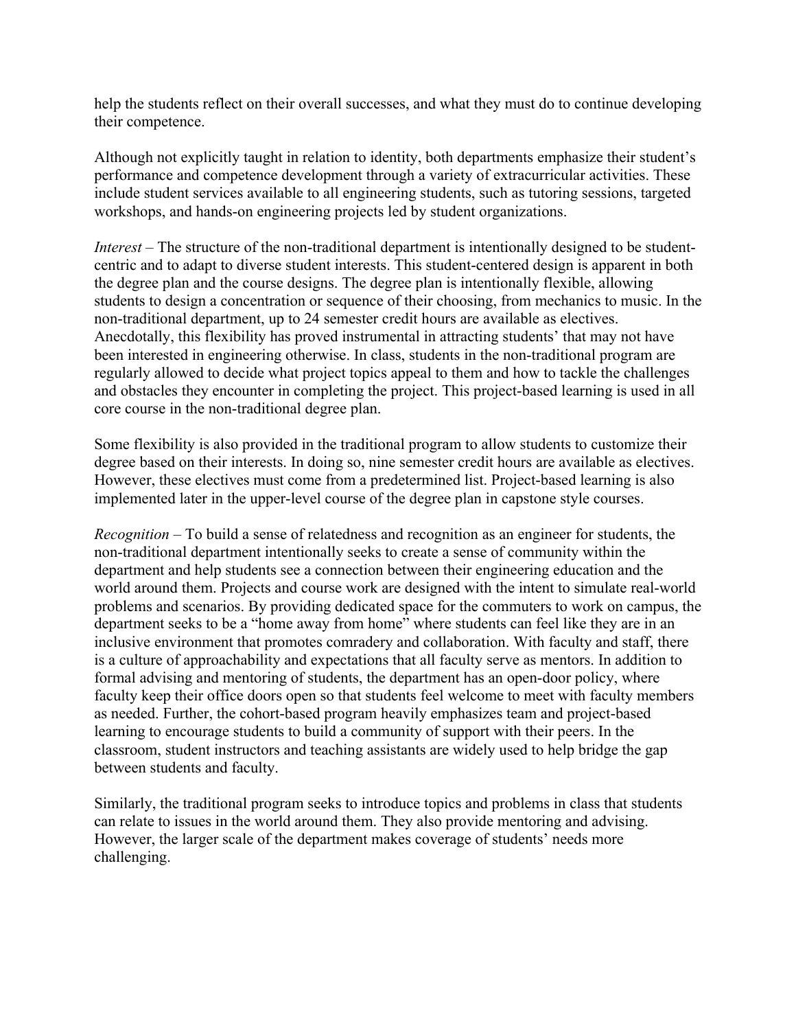help the students reflect on their overall successes, and what they must do to continue developing their competence.

Although not explicitly taught in relation to identity, both departments emphasize their student's performance and competence development through a variety of extracurricular activities. These include student services available to all engineering students, such as tutoring sessions, targeted workshops, and hands-on engineering projects led by student organizations.

*Interest* – The structure of the non-traditional department is intentionally designed to be student-centric and to adapt to diverse student interests. This student-centered design is apparent in both the degree plan and the course designs. The degree plan is intentionally flexible, allowing students to design a concentration or sequence of their choosing, from mechanics to music. In the non-traditional department, up to 24 semester credit hours are available as electives. Anecdotally, this flexibility has proved instrumental in attracting students' that may not have been interested in engineering otherwise. In class, students in the non-traditional program are regularly allowed to decide what project topics appeal to them and how to tackle the challenges and obstacles they encounter in completing the project. This project-based learning is used in all core course in the non-traditional degree plan.

Some flexibility is also provided in the traditional program to allow students to customize their degree based on their interests. In doing so, nine semester credit hours are available as electives. However, these electives must come from a predetermined list. Project-based learning is also implemented later in the upper-level course of the degree plan in capstone style courses.

*Recognition* – To build a sense of relatedness and recognition as an engineer for students, the non-traditional department intentionally seeks to create a sense of community within the department and help students see a connection between their engineering education and the world around them. Projects and course work are designed with the intent to simulate real-world problems and scenarios. By providing dedicated space for the commuters to work on campus, the department seeks to be a "home away from home" where students can feel like they are in an inclusive environment that promotes comradery and collaboration. With faculty and staff, there is a culture of approachability and expectations that all faculty serve as mentors. In addition to formal advising and mentoring of students, the department has an open-door policy, where faculty keep their office doors open so that students feel welcome to meet with faculty members as needed. Further, the cohort-based program heavily emphasizes team and project-based learning to encourage students to build a community of support with their peers. In the classroom, student instructors and teaching assistants are widely used to help bridge the gap between students and faculty.

Similarly, the traditional program seeks to introduce topics and problems in class that students can relate to issues in the world around them. They also provide mentoring and advising. However, the larger scale of the department makes coverage of students' needs more challenging.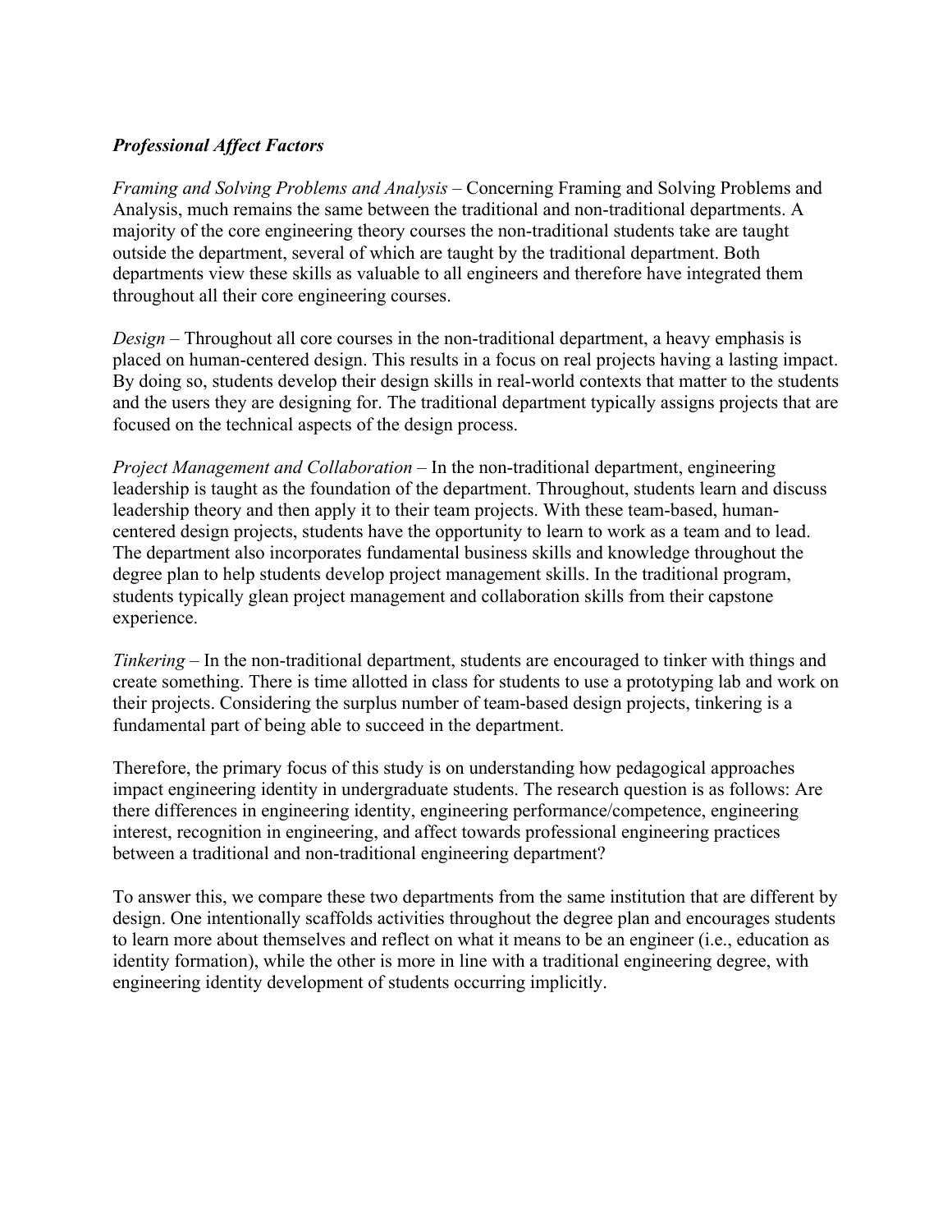***Professional Affect Factors***

*Framing and Solving Problems and Analysis* – Concerning Framing and Solving Problems and Analysis, much remains the same between the traditional and non-traditional departments. A majority of the core engineering theory courses the non-traditional students take are taught outside the department, several of which are taught by the traditional department. Both departments view these skills as valuable to all engineers and therefore have integrated them throughout all their core engineering courses.

*Design* – Throughout all core courses in the non-traditional department, a heavy emphasis is placed on human-centered design. This results in a focus on real projects having a lasting impact. By doing so, students develop their design skills in real-world contexts that matter to the students and the users they are designing for. The traditional department typically assigns projects that are focused on the technical aspects of the design process.

*Project Management and Collaboration* – In the non-traditional department, engineering leadership is taught as the foundation of the department. Throughout, students learn and discuss leadership theory and then apply it to their team projects. With these team-based, human-centered design projects, students have the opportunity to learn to work as a team and to lead. The department also incorporates fundamental business skills and knowledge throughout the degree plan to help students develop project management skills. In the traditional program, students typically glean project management and collaboration skills from their capstone experience.

*Tinkering* – In the non-traditional department, students are encouraged to tinker with things and create something. There is time allotted in class for students to use a prototyping lab and work on their projects. Considering the surplus number of team-based design projects, tinkering is a fundamental part of being able to succeed in the department.

Therefore, the primary focus of this study is on understanding how pedagogical approaches impact engineering identity in undergraduate students. The research question is as follows: Are there differences in engineering identity, engineering performance/competence, engineering interest, recognition in engineering, and affect towards professional engineering practices between a traditional and non-traditional engineering department?

To answer this, we compare these two departments from the same institution that are different by design. One intentionally scaffolds activities throughout the degree plan and encourages students to learn more about themselves and reflect on what it means to be an engineer (i.e., education as identity formation), while the other is more in line with a traditional engineering degree, with engineering identity development of students occurring implicitly.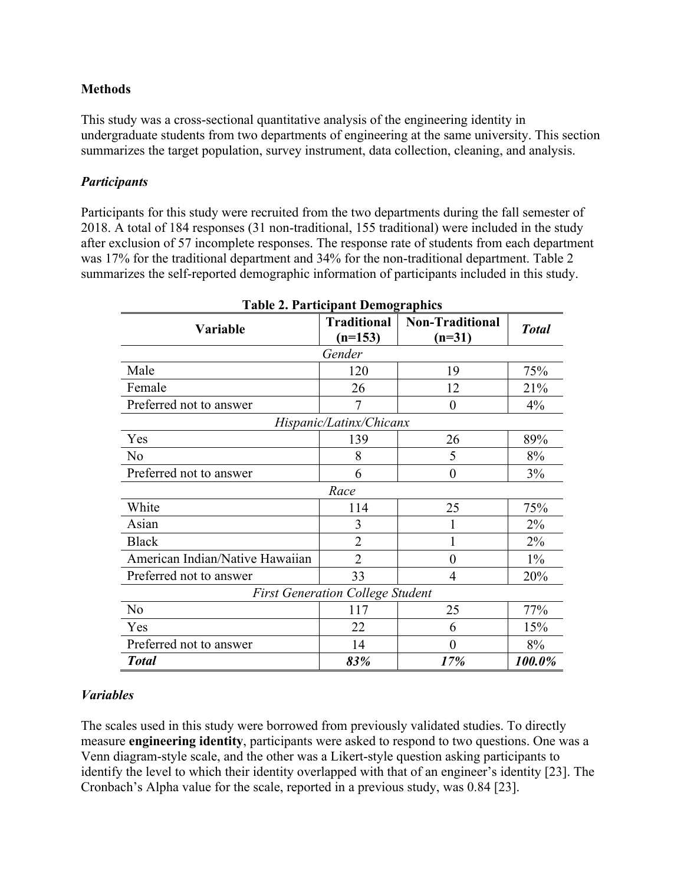**Methods**

This study was a cross-sectional quantitative analysis of the engineering identity in undergraduate students from two departments of engineering at the same university. This section summarizes the target population, survey instrument, data collection, cleaning, and analysis.

***Participants***

Participants for this study were recruited from the two departments during the fall semester of 2018. A total of 184 responses (31 non-traditional, 155 traditional) were included in the study after exclusion of 57 incomplete responses. The response rate of students from each department was 17% for the traditional department and 34% for the non-traditional department. Table 2 summarizes the self-reported demographic information of participants included in this study.

**Table 2. Participant Demographics**

| Variable | Traditional (n=153) | Non-Traditional (n=31) | *Total* |
|---|---|---|---|
| | *Gender* | | |
| Male | 120 | 19 | 75% |
| Female | 26 | 12 | 21% |
| Preferred not to answer | 7 | 0 | 4% |
| | *Hispanic/Latinx/Chicanx* | | |
| Yes | 139 | 26 | 89% |
| No | 8 | 5 | 8% |
| Preferred not to answer | 6 | 0 | 3% |
| | *Race* | | |
| White | 114 | 25 | 75% |
| Asian | 3 | 1 | 2% |
| Black | 2 | 1 | 2% |
| American Indian/Native Hawaiian | 2 | 0 | 1% |
| Preferred not to answer | 33 | 4 | 20% |
| | *First Generation College Student* | | |
| No | 117 | 25 | 77% |
| Yes | 22 | 6 | 15% |
| Preferred not to answer | 14 | 0 | 8% |
| ***Total*** | ***83%*** | ***17%*** | ***100.0%*** |

***Variables***

The scales used in this study were borrowed from previously validated studies. To directly measure **engineering identity**, participants were asked to respond to two questions. One was a Venn diagram-style scale, and the other was a Likert-style question asking participants to identify the level to which their identity overlapped with that of an engineer's identity [23]. The Cronbach's Alpha value for the scale, reported in a previous study, was 0.84 [23].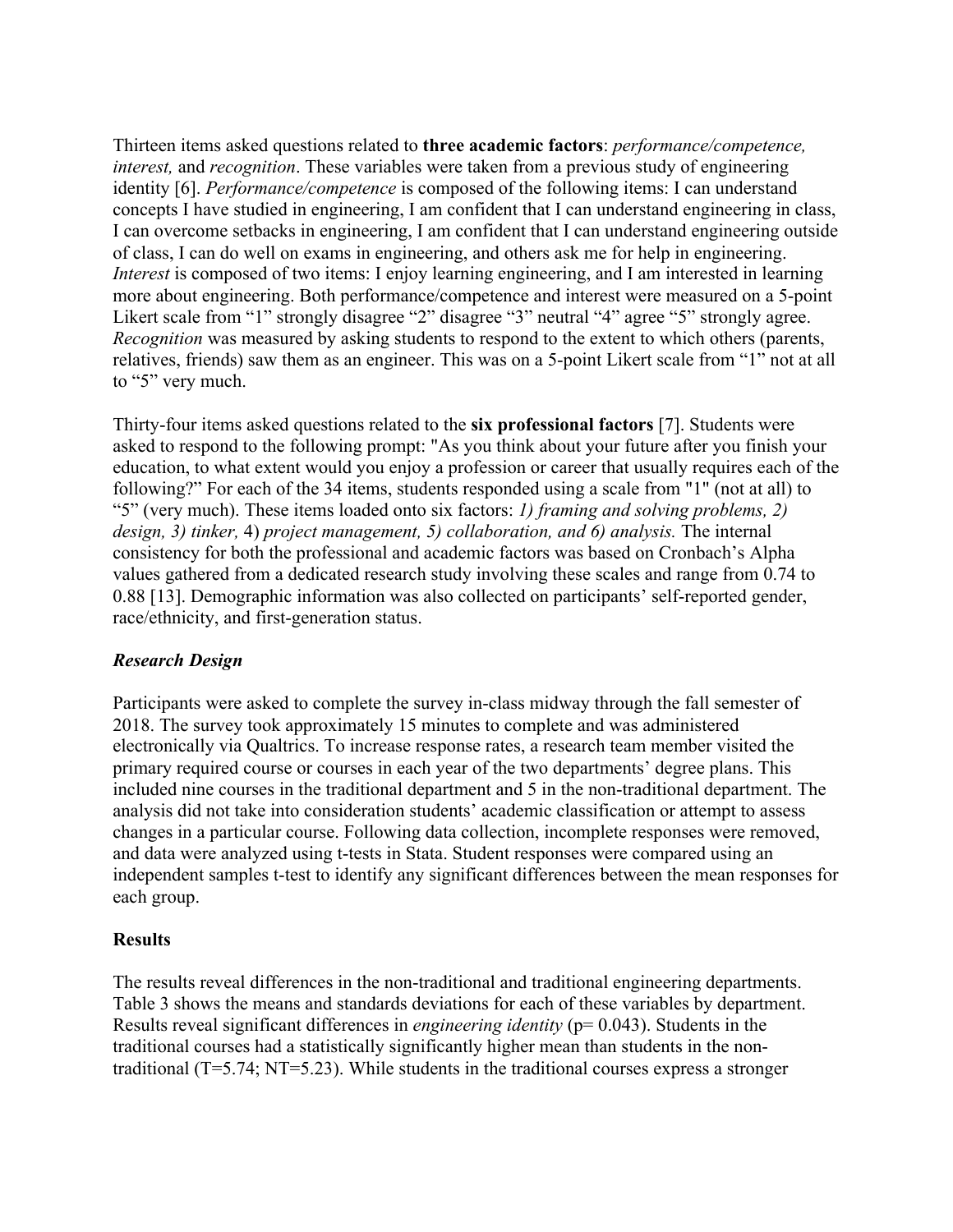Thirteen items asked questions related to **three academic factors**: *performance/competence, interest,* and *recognition*. These variables were taken from a previous study of engineering identity [6]. *Performance/competence* is composed of the following items: I can understand concepts I have studied in engineering, I am confident that I can understand engineering in class, I can overcome setbacks in engineering, I am confident that I can understand engineering outside of class, I can do well on exams in engineering, and others ask me for help in engineering. *Interest* is composed of two items: I enjoy learning engineering, and I am interested in learning more about engineering. Both performance/competence and interest were measured on a 5-point Likert scale from "1" strongly disagree "2" disagree "3" neutral "4" agree "5" strongly agree. *Recognition* was measured by asking students to respond to the extent to which others (parents, relatives, friends) saw them as an engineer. This was on a 5-point Likert scale from "1" not at all to "5" very much.

Thirty-four items asked questions related to the **six professional factors** [7]. Students were asked to respond to the following prompt: "As you think about your future after you finish your education, to what extent would you enjoy a profession or career that usually requires each of the following?" For each of the 34 items, students responded using a scale from "1" (not at all) to "5" (very much). These items loaded onto six factors: *1) framing and solving problems, 2) design, 3) tinker,* 4) *project management, 5) collaboration, and 6) analysis.* The internal consistency for both the professional and academic factors was based on Cronbach's Alpha values gathered from a dedicated research study involving these scales and range from 0.74 to 0.88 [13]. Demographic information was also collected on participants' self-reported gender, race/ethnicity, and first-generation status.

### *Research Design*

Participants were asked to complete the survey in-class midway through the fall semester of 2018. The survey took approximately 15 minutes to complete and was administered electronically via Qualtrics. To increase response rates, a research team member visited the primary required course or courses in each year of the two departments' degree plans. This included nine courses in the traditional department and 5 in the non-traditional department. The analysis did not take into consideration students' academic classification or attempt to assess changes in a particular course. Following data collection, incomplete responses were removed, and data were analyzed using t-tests in Stata. Student responses were compared using an independent samples t-test to identify any significant differences between the mean responses for each group.

## Results

The results reveal differences in the non-traditional and traditional engineering departments. Table 3 shows the means and standards deviations for each of these variables by department. Results reveal significant differences in *engineering identity* ($p= 0.043$). Students in the traditional courses had a statistically significantly higher mean than students in the non-traditional (T=5.74; NT=5.23). While students in the traditional courses express a stronger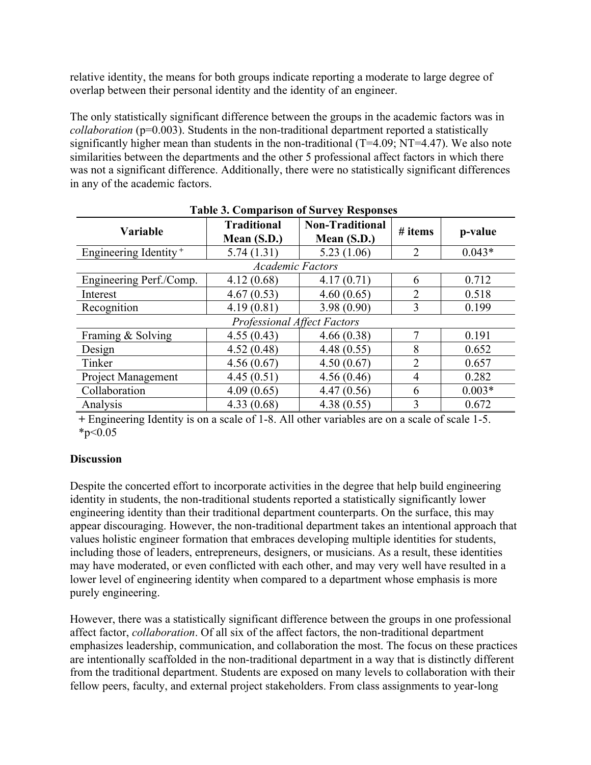relative identity, the means for both groups indicate reporting a moderate to large degree of overlap between their personal identity and the identity of an engineer.

The only statistically significant difference between the groups in the academic factors was in *collaboration* (p=0.003). Students in the non-traditional department reported a statistically significantly higher mean than students in the non-traditional (T=4.09; NT=4.47). We also note similarities between the departments and the other 5 professional affect factors in which there was not a significant difference. Additionally, there were no statistically significant differences in any of the academic factors.

**Table 3. Comparison of Survey Responses**

| Variable | Traditional Mean (S.D.) | Non-Traditional Mean (S.D.) | # items | p-value |
|---|---|---|---|---|
| Engineering Identity + | 5.74 (1.31) | 5.23 (1.06) | 2 | 0.043* |
| *Academic Factors* | | | | |
| Engineering Perf./Comp. | 4.12 (0.68) | 4.17 (0.71) | 6 | 0.712 |
| Interest | 4.67 (0.53) | 4.60 (0.65) | 2 | 0.518 |
| Recognition | 4.19 (0.81) | 3.98 (0.90) | 3 | 0.199 |
| *Professional Affect Factors* | | | | |
| Framing & Solving | 4.55 (0.43) | 4.66 (0.38) | 7 | 0.191 |
| Design | 4.52 (0.48) | 4.48 (0.55) | 8 | 0.652 |
| Tinker | 4.56 (0.67) | 4.50 (0.67) | 2 | 0.657 |
| Project Management | 4.45 (0.51) | 4.56 (0.46) | 4 | 0.282 |
| Collaboration | 4.09 (0.65) | 4.47 (0.56) | 6 | 0.003* |
| Analysis | 4.33 (0.68) | 4.38 (0.55) | 3 | 0.672 |

**+** Engineering Identity is on a scale of 1-8. All other variables are on a scale of scale 1-5.
*p<0.05

**Discussion**

Despite the concerted effort to incorporate activities in the degree that help build engineering identity in students, the non-traditional students reported a statistically significantly lower engineering identity than their traditional department counterparts. On the surface, this may appear discouraging. However, the non-traditional department takes an intentional approach that values holistic engineer formation that embraces developing multiple identities for students, including those of leaders, entrepreneurs, designers, or musicians. As a result, these identities may have moderated, or even conflicted with each other, and may very well have resulted in a lower level of engineering identity when compared to a department whose emphasis is more purely engineering.

However, there was a statistically significant difference between the groups in one professional affect factor, *collaboration*. Of all six of the affect factors, the non-traditional department emphasizes leadership, communication, and collaboration the most. The focus on these practices are intentionally scaffolded in the non-traditional department in a way that is distinctly different from the traditional department. Students are exposed on many levels to collaboration with their fellow peers, faculty, and external project stakeholders. From class assignments to year-long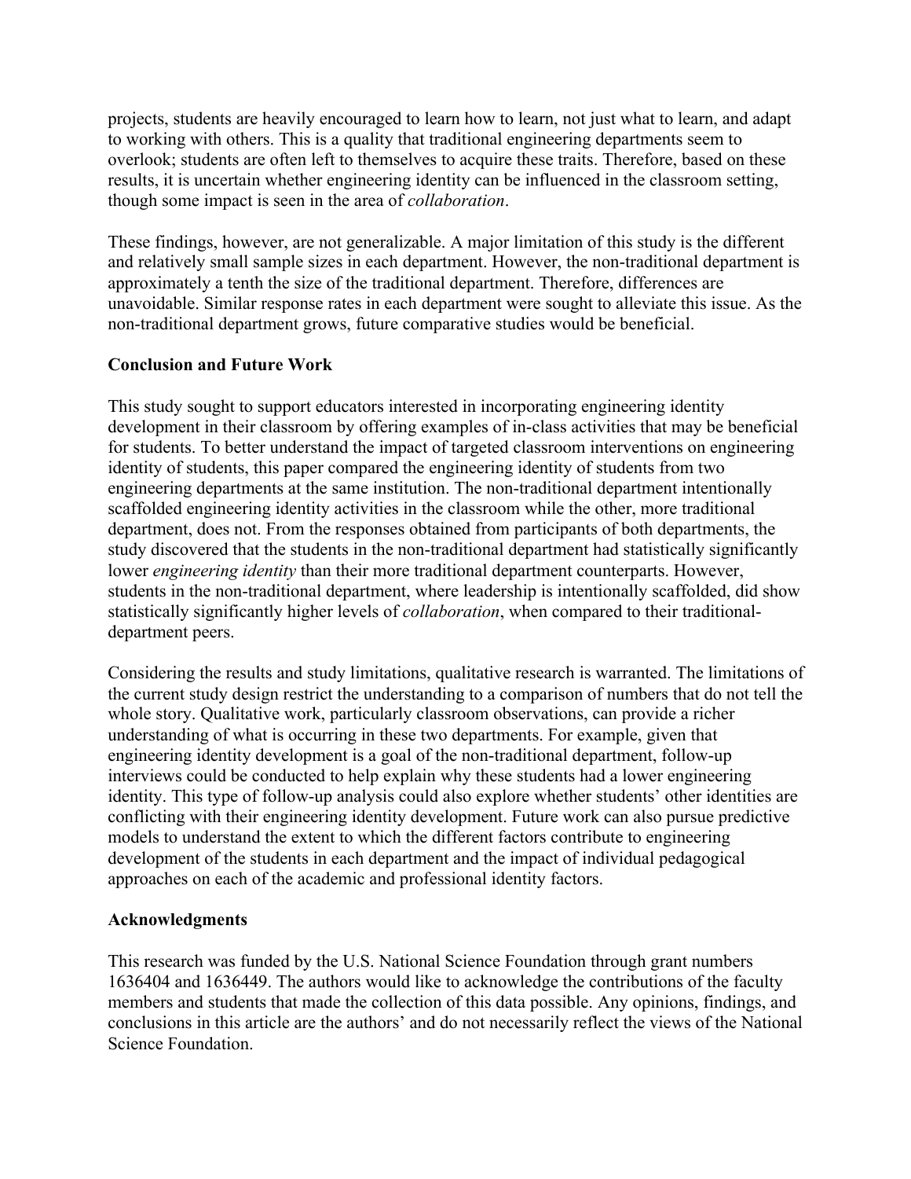projects, students are heavily encouraged to learn how to learn, not just what to learn, and adapt to working with others. This is a quality that traditional engineering departments seem to overlook; students are often left to themselves to acquire these traits. Therefore, based on these results, it is uncertain whether engineering identity can be influenced in the classroom setting, though some impact is seen in the area of *collaboration*.

These findings, however, are not generalizable. A major limitation of this study is the different and relatively small sample sizes in each department. However, the non-traditional department is approximately a tenth the size of the traditional department. Therefore, differences are unavoidable. Similar response rates in each department were sought to alleviate this issue. As the non-traditional department grows, future comparative studies would be beneficial.

**Conclusion and Future Work**

This study sought to support educators interested in incorporating engineering identity development in their classroom by offering examples of in-class activities that may be beneficial for students. To better understand the impact of targeted classroom interventions on engineering identity of students, this paper compared the engineering identity of students from two engineering departments at the same institution. The non-traditional department intentionally scaffolded engineering identity activities in the classroom while the other, more traditional department, does not. From the responses obtained from participants of both departments, the study discovered that the students in the non-traditional department had statistically significantly lower *engineering identity* than their more traditional department counterparts. However, students in the non-traditional department, where leadership is intentionally scaffolded, did show statistically significantly higher levels of *collaboration*, when compared to their traditional-department peers.

Considering the results and study limitations, qualitative research is warranted. The limitations of the current study design restrict the understanding to a comparison of numbers that do not tell the whole story. Qualitative work, particularly classroom observations, can provide a richer understanding of what is occurring in these two departments. For example, given that engineering identity development is a goal of the non-traditional department, follow-up interviews could be conducted to help explain why these students had a lower engineering identity. This type of follow-up analysis could also explore whether students' other identities are conflicting with their engineering identity development. Future work can also pursue predictive models to understand the extent to which the different factors contribute to engineering development of the students in each department and the impact of individual pedagogical approaches on each of the academic and professional identity factors.

**Acknowledgments**

This research was funded by the U.S. National Science Foundation through grant numbers 1636404 and 1636449. The authors would like to acknowledge the contributions of the faculty members and students that made the collection of this data possible. Any opinions, findings, and conclusions in this article are the authors' and do not necessarily reflect the views of the National Science Foundation.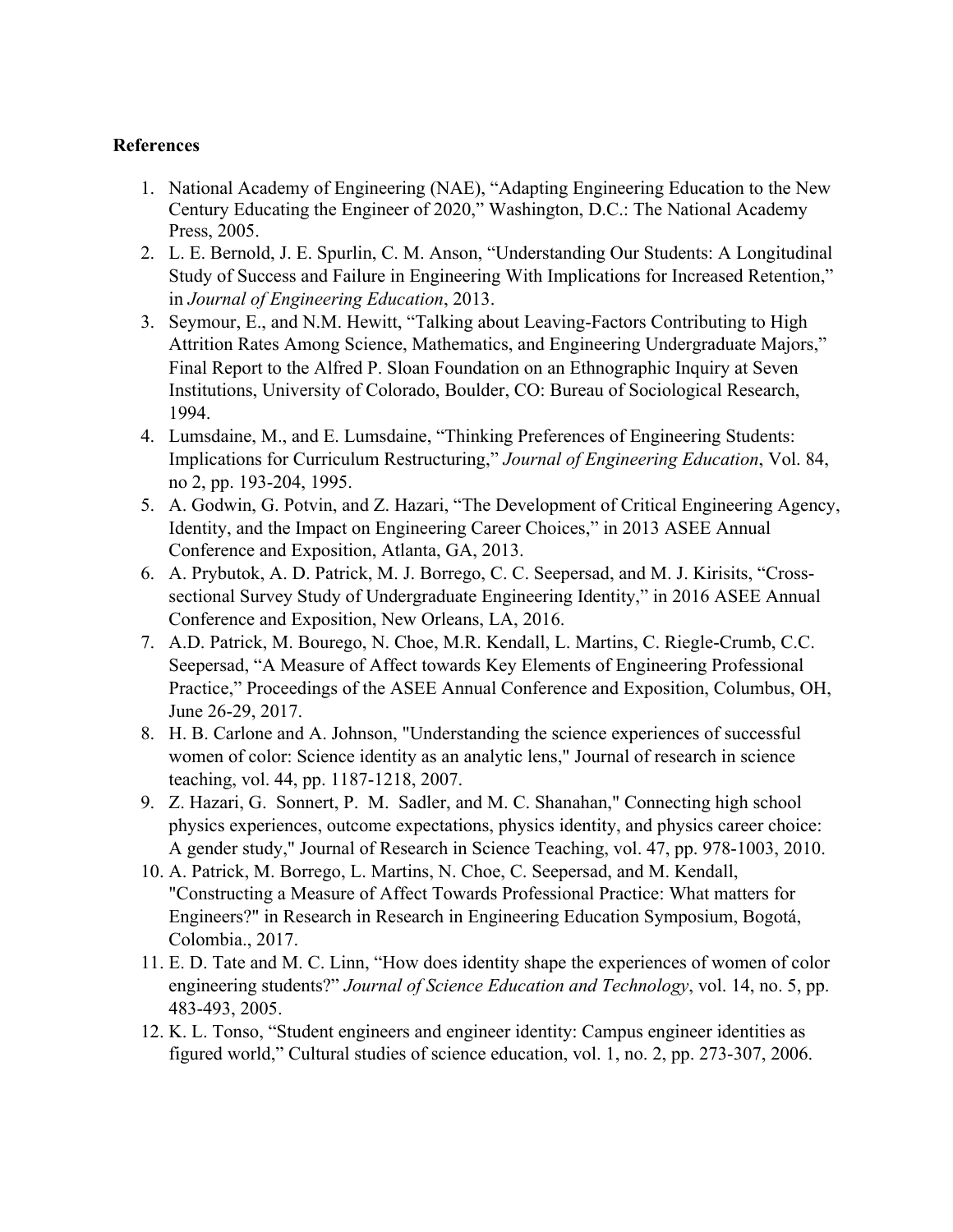**References**

1. National Academy of Engineering (NAE), "Adapting Engineering Education to the New Century Educating the Engineer of 2020," Washington, D.C.: The National Academy Press, 2005.
2. L. E. Bernold, J. E. Spurlin, C. M. Anson, "Understanding Our Students: A Longitudinal Study of Success and Failure in Engineering With Implications for Increased Retention," in *Journal of Engineering Education*, 2013.
3. Seymour, E., and N.M. Hewitt, "Talking about Leaving-Factors Contributing to High Attrition Rates Among Science, Mathematics, and Engineering Undergraduate Majors," Final Report to the Alfred P. Sloan Foundation on an Ethnographic Inquiry at Seven Institutions, University of Colorado, Boulder, CO: Bureau of Sociological Research, 1994.
4. Lumsdaine, M., and E. Lumsdaine, "Thinking Preferences of Engineering Students: Implications for Curriculum Restructuring," *Journal of Engineering Education*, Vol. 84, no 2, pp. 193-204, 1995.
5. A. Godwin, G. Potvin, and Z. Hazari, "The Development of Critical Engineering Agency, Identity, and the Impact on Engineering Career Choices," in 2013 ASEE Annual Conference and Exposition, Atlanta, GA, 2013.
6. A. Prybutok, A. D. Patrick, M. J. Borrego, C. C. Seepersad, and M. J. Kirisits, "Cross-sectional Survey Study of Undergraduate Engineering Identity," in 2016 ASEE Annual Conference and Exposition, New Orleans, LA, 2016.
7. A.D. Patrick, M. Bourego, N. Choe, M.R. Kendall, L. Martins, C. Riegle-Crumb, C.C. Seepersad, "A Measure of Affect towards Key Elements of Engineering Professional Practice," Proceedings of the ASEE Annual Conference and Exposition, Columbus, OH, June 26-29, 2017.
8. H. B. Carlone and A. Johnson, "Understanding the science experiences of successful women of color: Science identity as an analytic lens," Journal of research in science teaching, vol. 44, pp. 1187-1218, 2007.
9. Z. Hazari, G. Sonnert, P. M. Sadler, and M. C. Shanahan," Connecting high school physics experiences, outcome expectations, physics identity, and physics career choice: A gender study," Journal of Research in Science Teaching, vol. 47, pp. 978-1003, 2010.
10. A. Patrick, M. Borrego, L. Martins, N. Choe, C. Seepersad, and M. Kendall, "Constructing a Measure of Affect Towards Professional Practice: What matters for Engineers?" in Research in Research in Engineering Education Symposium, Bogotá, Colombia., 2017.
11. E. D. Tate and M. C. Linn, "How does identity shape the experiences of women of color engineering students?" *Journal of Science Education and Technology*, vol. 14, no. 5, pp. 483-493, 2005.
12. K. L. Tonso, "Student engineers and engineer identity: Campus engineer identities as figured world," Cultural studies of science education, vol. 1, no. 2, pp. 273-307, 2006.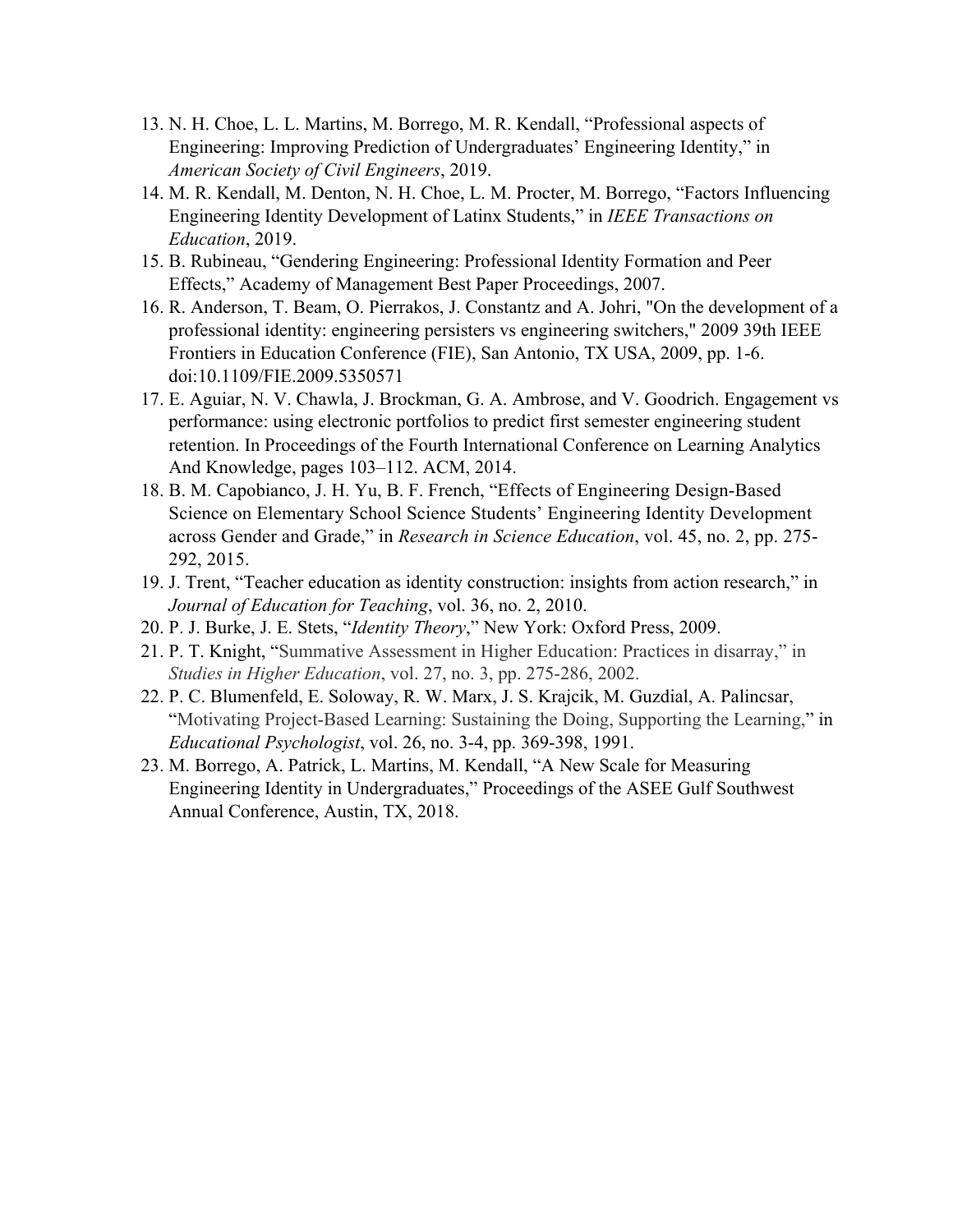13. N. H. Choe, L. L. Martins, M. Borrego, M. R. Kendall, "Professional aspects of Engineering: Improving Prediction of Undergraduates' Engineering Identity," in *American Society of Civil Engineers*, 2019.
14. M. R. Kendall, M. Denton, N. H. Choe, L. M. Procter, M. Borrego, "Factors Influencing Engineering Identity Development of Latinx Students," in *IEEE Transactions on Education*, 2019.
15. B. Rubineau, "Gendering Engineering: Professional Identity Formation and Peer Effects," Academy of Management Best Paper Proceedings, 2007.
16. R. Anderson, T. Beam, O. Pierrakos, J. Constantz and A. Johri, "On the development of a professional identity: engineering persisters vs engineering switchers," 2009 39th IEEE Frontiers in Education Conference (FIE), San Antonio, TX USA, 2009, pp. 1-6. doi:10.1109/FIE.2009.5350571
17. E. Aguiar, N. V. Chawla, J. Brockman, G. A. Ambrose, and V. Goodrich. Engagement vs performance: using electronic portfolios to predict first semester engineering student retention. In Proceedings of the Fourth International Conference on Learning Analytics And Knowledge, pages 103–112. ACM, 2014.
18. B. M. Capobianco, J. H. Yu, B. F. French, "Effects of Engineering Design-Based Science on Elementary School Science Students' Engineering Identity Development across Gender and Grade," in *Research in Science Education*, vol. 45, no. 2, pp. 275-292, 2015.
19. J. Trent, "Teacher education as identity construction: insights from action research," in *Journal of Education for Teaching*, vol. 36, no. 2, 2010.
20. P. J. Burke, J. E. Stets, "*Identity Theory*," New York: Oxford Press, 2009.
21. P. T. Knight, "Summative Assessment in Higher Education: Practices in disarray," in *Studies in Higher Education*, vol. 27, no. 3, pp. 275-286, 2002.
22. P. C. Blumenfeld, E. Soloway, R. W. Marx, J. S. Krajcik, M. Guzdial, A. Palincsar, "Motivating Project-Based Learning: Sustaining the Doing, Supporting the Learning," in *Educational Psychologist*, vol. 26, no. 3-4, pp. 369-398, 1991.
23. M. Borrego, A. Patrick, L. Martins, M. Kendall, "A New Scale for Measuring Engineering Identity in Undergraduates," Proceedings of the ASEE Gulf Southwest Annual Conference, Austin, TX, 2018.